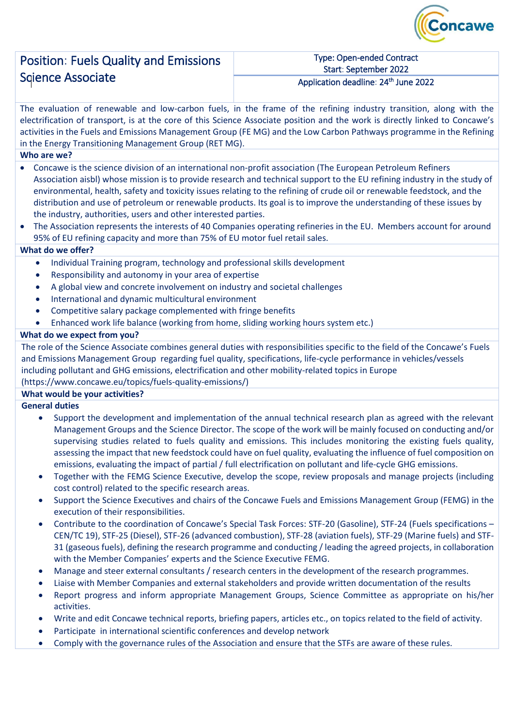Concawe

| Position: Fuels Quality and Emissions Science Associate | Type: Open-ended Contract<br>Start: September 2022<br>Application deadline: 24th June 2022 |
|---|---|

The evaluation of renewable and low-carbon fuels, in the frame of the refining industry transition, along with the electrification of transport, is at the core of this Science Associate position and the work is directly linked to Concawe's activities in the Fuels and Emissions Management Group (FE MG) and the Low Carbon Pathways programme in the Refining in the Energy Transitioning Management Group (RET MG).

**Who are we?**

- Concawe is the science division of an international non-profit association (The European Petroleum Refiners Association aisbl) whose mission is to provide research and technical support to the EU refining industry in the study of environmental, health, safety and toxicity issues relating to the refining of crude oil or renewable feedstock, and the distribution and use of petroleum or renewable products. Its goal is to improve the understanding of these issues by the industry, authorities, users and other interested parties.
- The Association represents the interests of 40 Companies operating refineries in the EU. Members account for around 95% of EU refining capacity and more than 75% of EU motor fuel retail sales.

**What do we offer?**

- Individual Training program, technology and professional skills development
- Responsibility and autonomy in your area of expertise
- A global view and concrete involvement on industry and societal challenges
- International and dynamic multicultural environment
- Competitive salary package complemented with fringe benefits
- Enhanced work life balance (working from home, sliding working hours system etc.)

**What do we expect from you?**

The role of the Science Associate combines general duties with responsibilities specific to the field of the Concawe's Fuels and Emissions Management Group regarding fuel quality, specifications, life-cycle performance in vehicles/vessels including pollutant and GHG emissions, electrification and other mobility-related topics in Europe (https://www.concawe.eu/topics/fuels-quality-emissions/)

**What would be your activities?**

**General duties**

- Support the development and implementation of the annual technical research plan as agreed with the relevant Management Groups and the Science Director. The scope of the work will be mainly focused on conducting and/or supervising studies related to fuels quality and emissions. This includes monitoring the existing fuels quality, assessing the impact that new feedstock could have on fuel quality, evaluating the influence of fuel composition on emissions, evaluating the impact of partial / full electrification on pollutant and life-cycle GHG emissions.
- Together with the FEMG Science Executive, develop the scope, review proposals and manage projects (including cost control) related to the specific research areas.
- Support the Science Executives and chairs of the Concawe Fuels and Emissions Management Group (FEMG) in the execution of their responsibilities.
- Contribute to the coordination of Concawe's Special Task Forces: STF-20 (Gasoline), STF-24 (Fuels specifications – CEN/TC 19), STF-25 (Diesel), STF-26 (advanced combustion), STF-28 (aviation fuels), STF-29 (Marine fuels) and STF-31 (gaseous fuels), defining the research programme and conducting / leading the agreed projects, in collaboration with the Member Companies' experts and the Science Executive FEMG.
- Manage and steer external consultants / research centers in the development of the research programmes.
- Liaise with Member Companies and external stakeholders and provide written documentation of the results
- Report progress and inform appropriate Management Groups, Science Committee as appropriate on his/her activities.
- Write and edit Concawe technical reports, briefing papers, articles etc., on topics related to the field of activity.
- Participate in international scientific conferences and develop network
- Comply with the governance rules of the Association and ensure that the STFs are aware of these rules.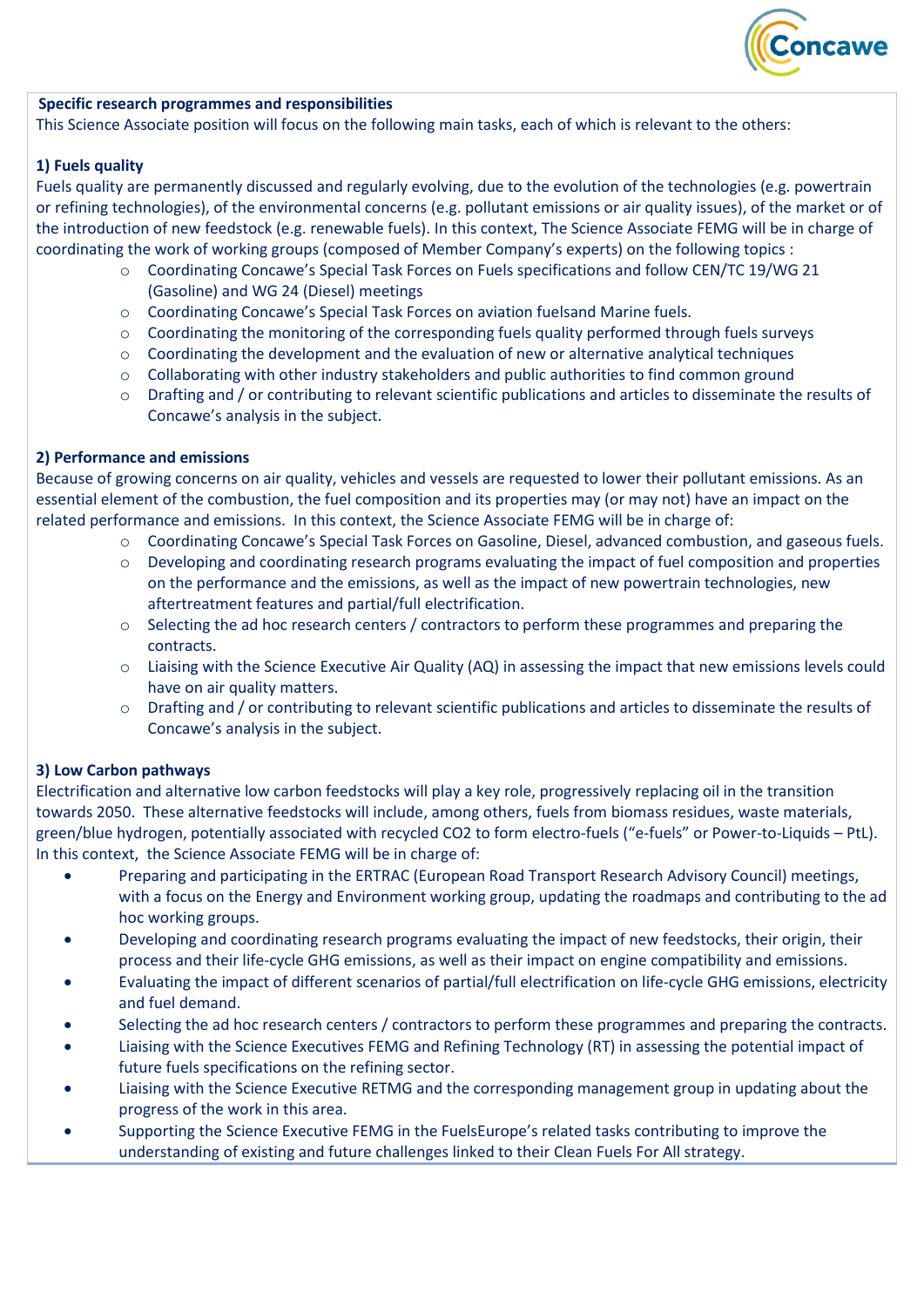**Specific research programmes and responsibilities**

This Science Associate position will focus on the following main tasks, each of which is relevant to the others:

**1) Fuels quality**

Fuels quality are permanently discussed and regularly evolving, due to the evolution of the technologies (e.g. powertrain or refining technologies), of the environmental concerns (e.g. pollutant emissions or air quality issues), of the market or of the introduction of new feedstock (e.g. renewable fuels). In this context, The Science Associate FEMG will be in charge of coordinating the work of working groups (composed of Member Company's experts) on the following topics :

- Coordinating Concawe's Special Task Forces on Fuels specifications and follow CEN/TC 19/WG 21 (Gasoline) and WG 24 (Diesel) meetings
- Coordinating Concawe's Special Task Forces on aviation fuelsand Marine fuels.
- Coordinating the monitoring of the corresponding fuels quality performed through fuels surveys
- Coordinating the development and the evaluation of new or alternative analytical techniques
- Collaborating with other industry stakeholders and public authorities to find common ground
- Drafting and / or contributing to relevant scientific publications and articles to disseminate the results of Concawe's analysis in the subject.

**2) Performance and emissions**

Because of growing concerns on air quality, vehicles and vessels are requested to lower their pollutant emissions. As an essential element of the combustion, the fuel composition and its properties may (or may not) have an impact on the related performance and emissions. In this context, the Science Associate FEMG will be in charge of:

- Coordinating Concawe's Special Task Forces on Gasoline, Diesel, advanced combustion, and gaseous fuels.
- Developing and coordinating research programs evaluating the impact of fuel composition and properties on the performance and the emissions, as well as the impact of new powertrain technologies, new aftertreatment features and partial/full electrification.
- Selecting the ad hoc research centers / contractors to perform these programmes and preparing the contracts.
- Liaising with the Science Executive Air Quality (AQ) in assessing the impact that new emissions levels could have on air quality matters.
- Drafting and / or contributing to relevant scientific publications and articles to disseminate the results of Concawe's analysis in the subject.

**3) Low Carbon pathways**

Electrification and alternative low carbon feedstocks will play a key role, progressively replacing oil in the transition towards 2050. These alternative feedstocks will include, among others, fuels from biomass residues, waste materials, green/blue hydrogen, potentially associated with recycled $CO_2$ to form electro-fuels ("e-fuels" or Power-to-Liquids – PtL). In this context, the Science Associate FEMG will be in charge of:

- Preparing and participating in the ERTRAC (European Road Transport Research Advisory Council) meetings, with a focus on the Energy and Environment working group, updating the roadmaps and contributing to the ad hoc working groups.
- Developing and coordinating research programs evaluating the impact of new feedstocks, their origin, their process and their life-cycle GHG emissions, as well as their impact on engine compatibility and emissions.
- Evaluating the impact of different scenarios of partial/full electrification on life-cycle GHG emissions, electricity and fuel demand.
- Selecting the ad hoc research centers / contractors to perform these programmes and preparing the contracts.
- Liaising with the Science Executives FEMG and Refining Technology (RT) in assessing the potential impact of future fuels specifications on the refining sector.
- Liaising with the Science Executive RETMG and the corresponding management group in updating about the progress of the work in this area.
- Supporting the Science Executive FEMG in the FuelsEurope's related tasks contributing to improve the understanding of existing and future challenges linked to their Clean Fuels For All strategy.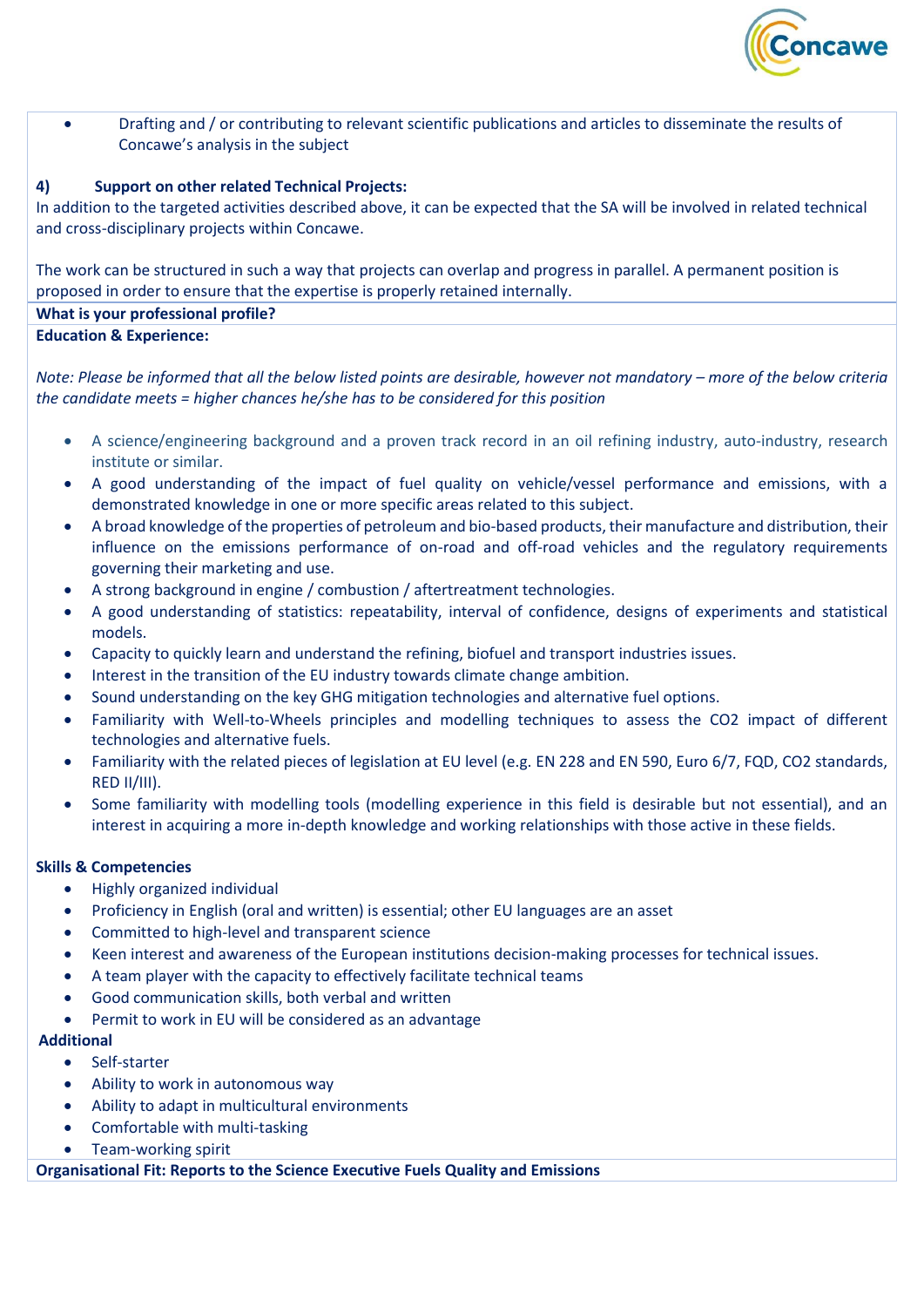- Drafting and / or contributing to relevant scientific publications and articles to disseminate the results of Concawe's analysis in the subject

**4) Support on other related Technical Projects:**

In addition to the targeted activities described above, it can be expected that the SA will be involved in related technical and cross-disciplinary projects within Concawe.

The work can be structured in such a way that projects can overlap and progress in parallel. A permanent position is proposed in order to ensure that the expertise is properly retained internally.

**What is your professional profile?**

**Education & Experience:**

*Note: Please be informed that all the below listed points are desirable, however not mandatory – more of the below criteria the candidate meets = higher chances he/she has to be considered for this position*

- A science/engineering background and a proven track record in an oil refining industry, auto-industry, research institute or similar.
- A good understanding of the impact of fuel quality on vehicle/vessel performance and emissions, with a demonstrated knowledge in one or more specific areas related to this subject.
- A broad knowledge of the properties of petroleum and bio-based products, their manufacture and distribution, their influence on the emissions performance of on-road and off-road vehicles and the regulatory requirements governing their marketing and use.
- A strong background in engine / combustion / aftertreatment technologies.
- A good understanding of statistics: repeatability, interval of confidence, designs of experiments and statistical models.
- Capacity to quickly learn and understand the refining, biofuel and transport industries issues.
- Interest in the transition of the EU industry towards climate change ambition.
- Sound understanding on the key GHG mitigation technologies and alternative fuel options.
- Familiarity with Well-to-Wheels principles and modelling techniques to assess the $CO_2$ impact of different technologies and alternative fuels.
- Familiarity with the related pieces of legislation at EU level (e.g. EN 228 and EN 590, Euro 6/7, FQD, $CO_2$ standards, RED II/III).
- Some familiarity with modelling tools (modelling experience in this field is desirable but not essential), and an interest in acquiring a more in-depth knowledge and working relationships with those active in these fields.

**Skills & Competencies**

- Highly organized individual
- Proficiency in English (oral and written) is essential; other EU languages are an asset
- Committed to high-level and transparent science
- Keen interest and awareness of the European institutions decision-making processes for technical issues.
- A team player with the capacity to effectively facilitate technical teams
- Good communication skills, both verbal and written
- Permit to work in EU will be considered as an advantage

**Additional**

- Self-starter
- Ability to work in autonomous way
- Ability to adapt in multicultural environments
- Comfortable with multi-tasking
- Team-working spirit

**Organisational Fit: Reports to the Science Executive Fuels Quality and Emissions**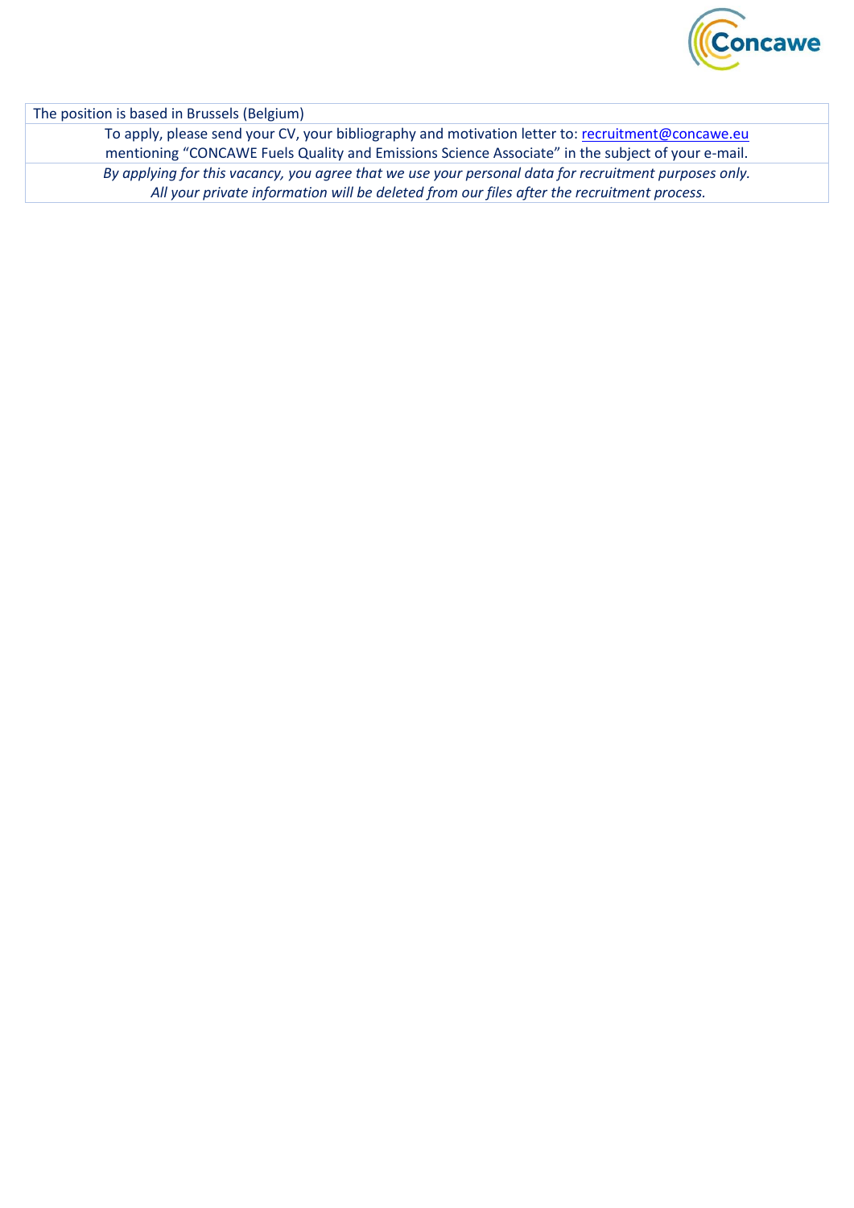| |
|---|
| The position is based in Brussels (Belgium) |
| To apply, please send your CV, your bibliography and motivation letter to: recruitment@concawe.eu mentioning "CONCAWE Fuels Quality and Emissions Science Associate" in the subject of your e-mail. |
| *By applying for this vacancy, you agree that we use your personal data for recruitment purposes only. All your private information will be deleted from our files after the recruitment process.* |